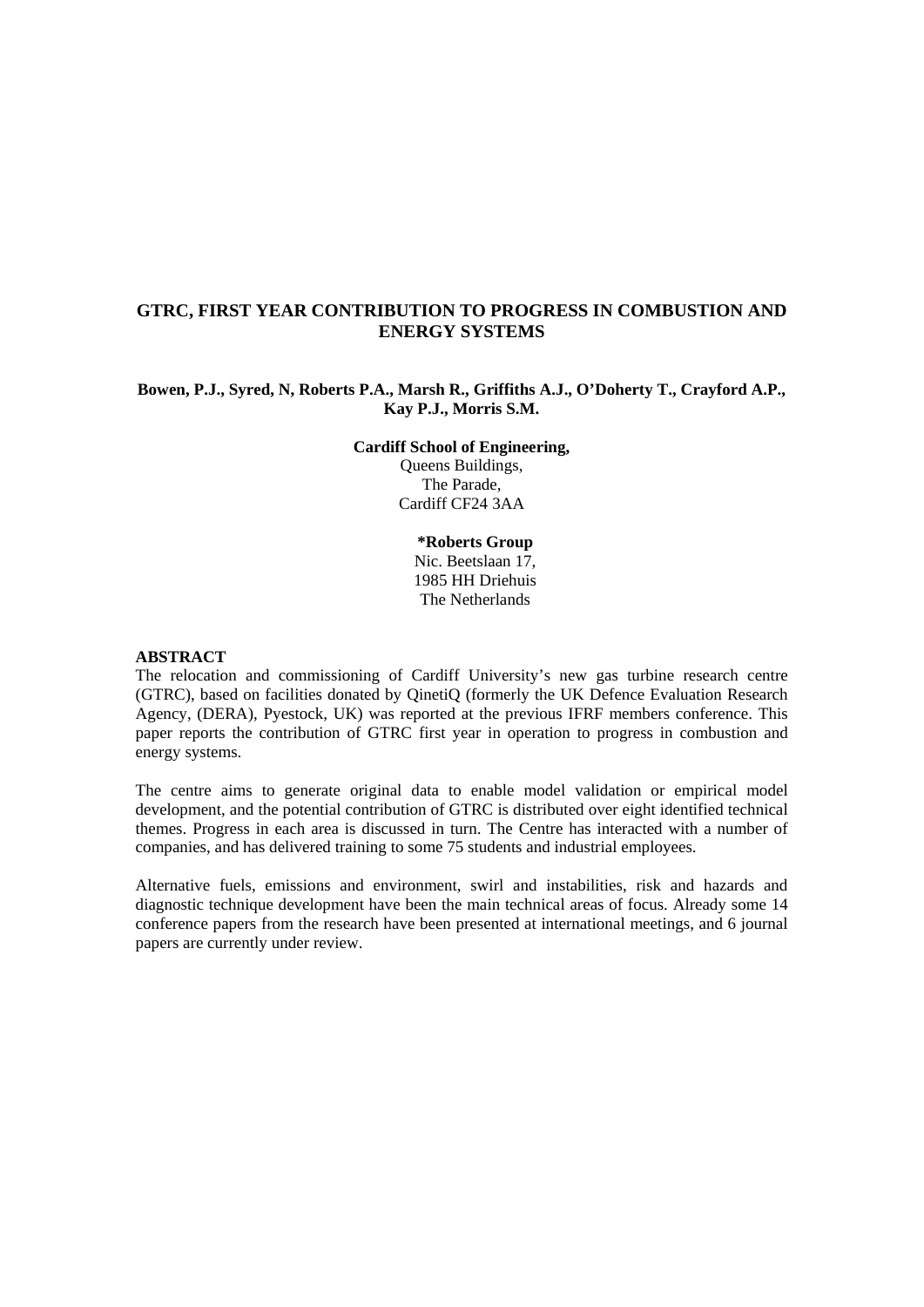# GTRC, FIRST YEAR CONTRIBUTION TO PROGRESS IN COMBUSTION AND ENERGY SYSTEMS

**Bowen, P.J., Syred, N, Roberts P.A., Marsh R., Griffiths A.J., O'Doherty T., Crayford A.P., Kay P.J., Morris S.M.**

**Cardiff School of Engineering,**
Queens Buildings,
The Parade,
Cardiff CF24 3AA

***Roberts Group**
Nic. Beetslaan 17,
1985 HH Driehuis
The Netherlands

## ABSTRACT

The relocation and commissioning of Cardiff University's new gas turbine research centre (GTRC), based on facilities donated by QinetiQ (formerly the UK Defence Evaluation Research Agency, (DERA), Pyestock, UK) was reported at the previous IFRF members conference. This paper reports the contribution of GTRC first year in operation to progress in combustion and energy systems.

The centre aims to generate original data to enable model validation or empirical model development, and the potential contribution of GTRC is distributed over eight identified technical themes. Progress in each area is discussed in turn. The Centre has interacted with a number of companies, and has delivered training to some 75 students and industrial employees.

Alternative fuels, emissions and environment, swirl and instabilities, risk and hazards and diagnostic technique development have been the main technical areas of focus. Already some 14 conference papers from the research have been presented at international meetings, and 6 journal papers are currently under review.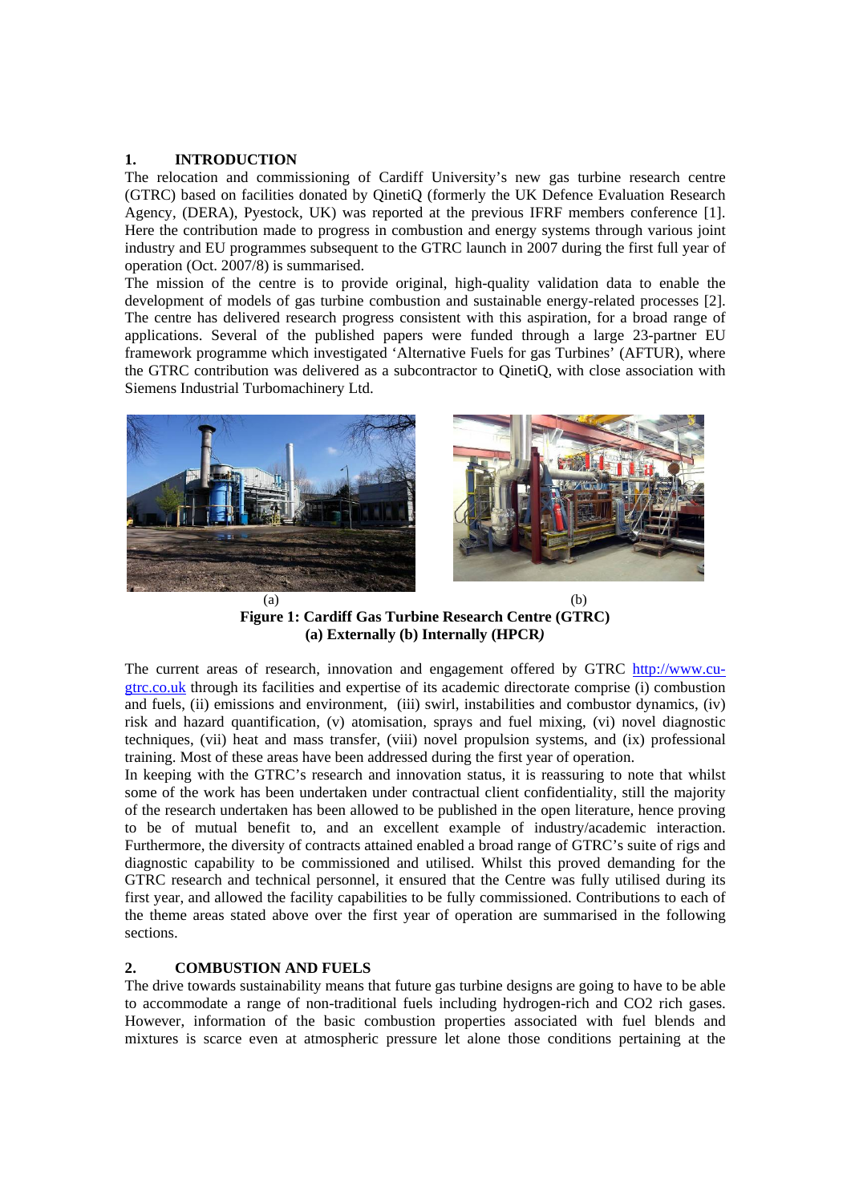## 1. INTRODUCTION

The relocation and commissioning of Cardiff University's new gas turbine research centre (GTRC) based on facilities donated by QinetiQ (formerly the UK Defence Evaluation Research Agency, (DERA), Pyestock, UK) was reported at the previous IFRF members conference [1]. Here the contribution made to progress in combustion and energy systems through various joint industry and EU programmes subsequent to the GTRC launch in 2007 during the first full year of operation (Oct. 2007/8) is summarised.

The mission of the centre is to provide original, high-quality validation data to enable the development of models of gas turbine combustion and sustainable energy-related processes [2]. The centre has delivered research progress consistent with this aspiration, for a broad range of applications. Several of the published papers were funded through a large 23-partner EU framework programme which investigated 'Alternative Fuels for gas Turbines' (AFTUR), where the GTRC contribution was delivered as a subcontractor to QinetiQ, with close association with Siemens Industrial Turbomachinery Ltd.

(a) (b)

**Figure 1: Cardiff Gas Turbine Research Centre (GTRC)**
**(a) Externally (b) Internally (HPCR)**

The current areas of research, innovation and engagement offered by GTRC http://www.cu-gtrc.co.uk through its facilities and expertise of its academic directorate comprise (i) combustion and fuels, (ii) emissions and environment, (iii) swirl, instabilities and combustor dynamics, (iv) risk and hazard quantification, (v) atomisation, sprays and fuel mixing, (vi) novel diagnostic techniques, (vii) heat and mass transfer, (viii) novel propulsion systems, and (ix) professional training. Most of these areas have been addressed during the first year of operation.

In keeping with the GTRC's research and innovation status, it is reassuring to note that whilst some of the work has been undertaken under contractual client confidentiality, still the majority of the research undertaken has been allowed to be published in the open literature, hence proving to be of mutual benefit to, and an excellent example of industry/academic interaction. Furthermore, the diversity of contracts attained enabled a broad range of GTRC's suite of rigs and diagnostic capability to be commissioned and utilised. Whilst this proved demanding for the GTRC research and technical personnel, it ensured that the Centre was fully utilised during its first year, and allowed the facility capabilities to be fully commissioned. Contributions to each of the theme areas stated above over the first year of operation are summarised in the following sections.

## 2. COMBUSTION AND FUELS

The drive towards sustainability means that future gas turbine designs are going to have to be able to accommodate a range of non-traditional fuels including hydrogen-rich and $CO_2$ rich gases. However, information of the basic combustion properties associated with fuel blends and mixtures is scarce even at atmospheric pressure let alone those conditions pertaining at the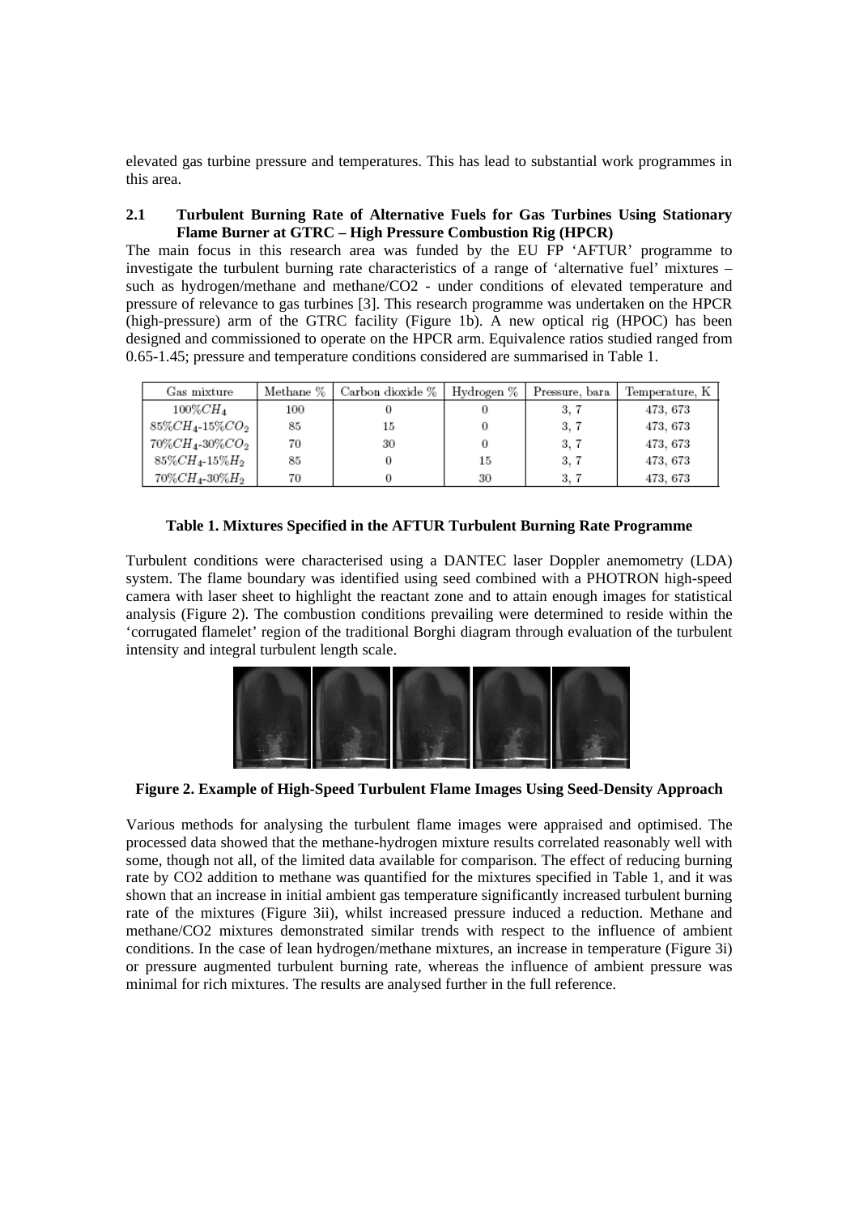elevated gas turbine pressure and temperatures. This has lead to substantial work programmes in this area.

### 2.1 Turbulent Burning Rate of Alternative Fuels for Gas Turbines Using Stationary Flame Burner at GTRC – High Pressure Combustion Rig (HPCR)

The main focus in this research area was funded by the EU FP 'AFTUR' programme to investigate the turbulent burning rate characteristics of a range of 'alternative fuel' mixtures – such as hydrogen/methane and methane/CO2 - under conditions of elevated temperature and pressure of relevance to gas turbines [3]. This research programme was undertaken on the HPCR (high-pressure) arm of the GTRC facility (Figure 1b). A new optical rig (HPOC) has been designed and commissioned to operate on the HPCR arm. Equivalence ratios studied ranged from 0.65-1.45; pressure and temperature conditions considered are summarised in Table 1.

| Gas mixture | Methane % | Carbon dioxide % | Hydrogen % | Pressure, bara | Temperature, K |
|---|---|---|---|---|---|
| $100\%CH_4$ | 100 | 0 | 0 | 3, 7 | 473, 673 |
| $85\%CH_4$-$15\%CO_2$ | 85 | 15 | 0 | 3, 7 | 473, 673 |
| $70\%CH_4$-$30\%CO_2$ | 70 | 30 | 0 | 3, 7 | 473, 673 |
| $85\%CH_4$-$15\%H_2$ | 85 | 0 | 15 | 3, 7 | 473, 673 |
| $70\%CH_4$-$30\%H_2$ | 70 | 0 | 30 | 3, 7 | 473, 673 |

**Table 1. Mixtures Specified in the AFTUR Turbulent Burning Rate Programme**

Turbulent conditions were characterised using a DANTEC laser Doppler anemometry (LDA) system. The flame boundary was identified using seed combined with a PHOTRON high-speed camera with laser sheet to highlight the reactant zone and to attain enough images for statistical analysis (Figure 2). The combustion conditions prevailing were determined to reside within the 'corrugated flamelet' region of the traditional Borghi diagram through evaluation of the turbulent intensity and integral turbulent length scale.

**Figure 2. Example of High-Speed Turbulent Flame Images Using Seed-Density Approach**

Various methods for analysing the turbulent flame images were appraised and optimised. The processed data showed that the methane-hydrogen mixture results correlated reasonably well with some, though not all, of the limited data available for comparison. The effect of reducing burning rate by CO2 addition to methane was quantified for the mixtures specified in Table 1, and it was shown that an increase in initial ambient gas temperature significantly increased turbulent burning rate of the mixtures (Figure 3ii), whilst increased pressure induced a reduction. Methane and methane/CO2 mixtures demonstrated similar trends with respect to the influence of ambient conditions. In the case of lean hydrogen/methane mixtures, an increase in temperature (Figure 3i) or pressure augmented turbulent burning rate, whereas the influence of ambient pressure was minimal for rich mixtures. The results are analysed further in the full reference.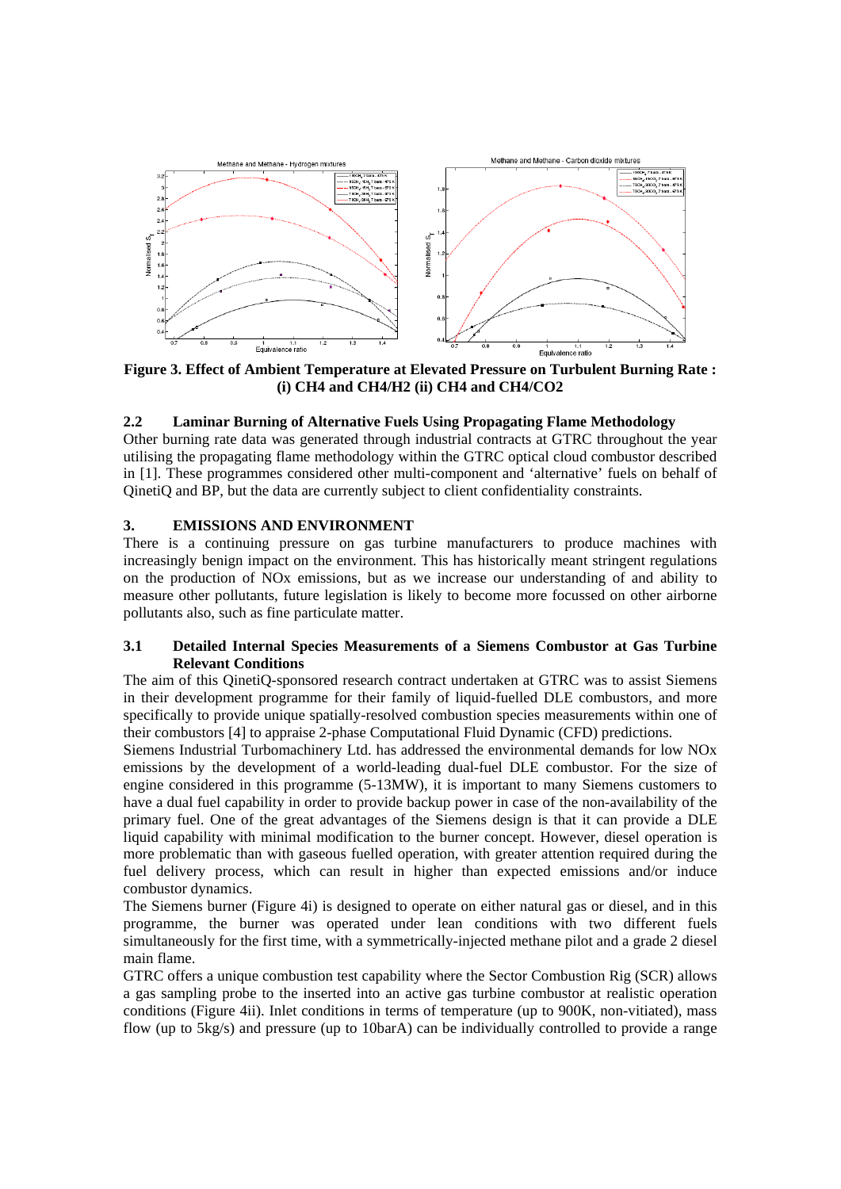**Figure 3. Effect of Ambient Temperature at Elevated Pressure on Turbulent Burning Rate : (i) CH4 and CH4/H2 (ii) CH4 and CH4/CO2**

### 2.2 Laminar Burning of Alternative Fuels Using Propagating Flame Methodology

Other burning rate data was generated through industrial contracts at GTRC throughout the year utilising the propagating flame methodology within the GTRC optical cloud combustor described in [1]. These programmes considered other multi-component and 'alternative' fuels on behalf of QinetiQ and BP, but the data are currently subject to client confidentiality constraints.

## 3. EMISSIONS AND ENVIRONMENT

There is a continuing pressure on gas turbine manufacturers to produce machines with increasingly benign impact on the environment. This has historically meant stringent regulations on the production of NOx emissions, but as we increase our understanding of and ability to measure other pollutants, future legislation is likely to become more focussed on other airborne pollutants also, such as fine particulate matter.

### 3.1 Detailed Internal Species Measurements of a Siemens Combustor at Gas Turbine Relevant Conditions

The aim of this QinetiQ-sponsored research contract undertaken at GTRC was to assist Siemens in their development programme for their family of liquid-fuelled DLE combustors, and more specifically to provide unique spatially-resolved combustion species measurements within one of their combustors [4] to appraise 2-phase Computational Fluid Dynamic (CFD) predictions.

Siemens Industrial Turbomachinery Ltd. has addressed the environmental demands for low NOx emissions by the development of a world-leading dual-fuel DLE combustor. For the size of engine considered in this programme (5-13MW), it is important to many Siemens customers to have a dual fuel capability in order to provide backup power in case of the non-availability of the primary fuel. One of the great advantages of the Siemens design is that it can provide a DLE liquid capability with minimal modification to the burner concept. However, diesel operation is more problematic than with gaseous fuelled operation, with greater attention required during the fuel delivery process, which can result in higher than expected emissions and/or induce combustor dynamics.

The Siemens burner (Figure 4i) is designed to operate on either natural gas or diesel, and in this programme, the burner was operated under lean conditions with two different fuels simultaneously for the first time, with a symmetrically-injected methane pilot and a grade 2 diesel main flame.

GTRC offers a unique combustion test capability where the Sector Combustion Rig (SCR) allows a gas sampling probe to the inserted into an active gas turbine combustor at realistic operation conditions (Figure 4ii). Inlet conditions in terms of temperature (up to 900K, non-vitiated), mass flow (up to 5kg/s) and pressure (up to 10barA) can be individually controlled to provide a range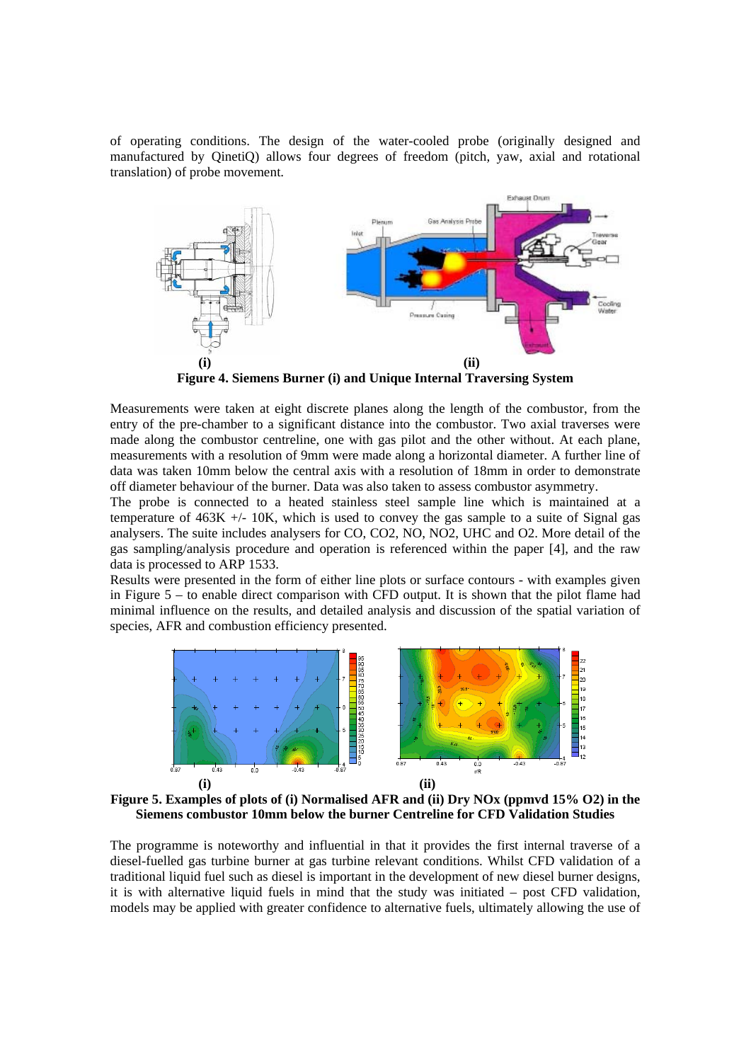of operating conditions. The design of the water-cooled probe (originally designed and manufactured by QinetiQ) allows four degrees of freedom (pitch, yaw, axial and rotational translation) of probe movement.

**(i)** **(ii)**

**Figure 4. Siemens Burner (i) and Unique Internal Traversing System**

Measurements were taken at eight discrete planes along the length of the combustor, from the entry of the pre-chamber to a significant distance into the combustor. Two axial traverses were made along the combustor centreline, one with gas pilot and the other without. At each plane, measurements with a resolution of 9mm were made along a horizontal diameter. A further line of data was taken 10mm below the central axis with a resolution of 18mm in order to demonstrate off diameter behaviour of the burner. Data was also taken to assess combustor asymmetry.

The probe is connected to a heated stainless steel sample line which is maintained at a temperature of 463K +/- 10K, which is used to convey the gas sample to a suite of Signal gas analysers. The suite includes analysers for CO, $CO_2$, NO, $NO_2$, UHC and $O_2$. More detail of the gas sampling/analysis procedure and operation is referenced within the paper [4], and the raw data is processed to ARP 1533.

Results were presented in the form of either line plots or surface contours - with examples given in Figure 5 – to enable direct comparison with CFD output. It is shown that the pilot flame had minimal influence on the results, and detailed analysis and discussion of the spatial variation of species, AFR and combustion efficiency presented.

**(i)** **(ii)**

**Figure 5. Examples of plots of (i) Normalised AFR and (ii) Dry NOx (ppmvd 15% O2) in the Siemens combustor 10mm below the burner Centreline for CFD Validation Studies**

The programme is noteworthy and influential in that it provides the first internal traverse of a diesel-fuelled gas turbine burner at gas turbine relevant conditions. Whilst CFD validation of a traditional liquid fuel such as diesel is important in the development of new diesel burner designs, it is with alternative liquid fuels in mind that the study was initiated – post CFD validation, models may be applied with greater confidence to alternative fuels, ultimately allowing the use of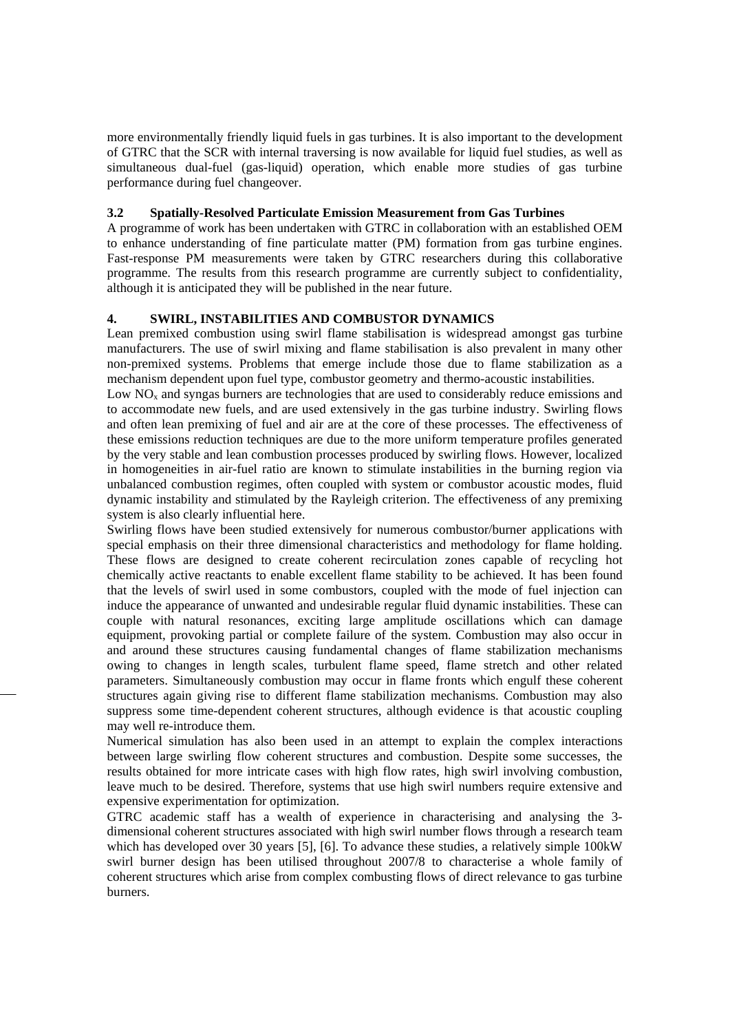more environmentally friendly liquid fuels in gas turbines. It is also important to the development of GTRC that the SCR with internal traversing is now available for liquid fuel studies, as well as simultaneous dual-fuel (gas-liquid) operation, which enable more studies of gas turbine performance during fuel changeover.

### 3.2 Spatially-Resolved Particulate Emission Measurement from Gas Turbines

A programme of work has been undertaken with GTRC in collaboration with an established OEM to enhance understanding of fine particulate matter (PM) formation from gas turbine engines. Fast-response PM measurements were taken by GTRC researchers during this collaborative programme. The results from this research programme are currently subject to confidentiality, although it is anticipated they will be published in the near future.

## 4. SWIRL, INSTABILITIES AND COMBUSTOR DYNAMICS

Lean premixed combustion using swirl flame stabilisation is widespread amongst gas turbine manufacturers. The use of swirl mixing and flame stabilisation is also prevalent in many other non-premixed systems. Problems that emerge include those due to flame stabilization as a mechanism dependent upon fuel type, combustor geometry and thermo-acoustic instabilities.

Low $NO_x$ and syngas burners are technologies that are used to considerably reduce emissions and to accommodate new fuels, and are used extensively in the gas turbine industry. Swirling flows and often lean premixing of fuel and air are at the core of these processes. The effectiveness of these emissions reduction techniques are due to the more uniform temperature profiles generated by the very stable and lean combustion processes produced by swirling flows. However, localized in homogeneities in air-fuel ratio are known to stimulate instabilities in the burning region via unbalanced combustion regimes, often coupled with system or combustor acoustic modes, fluid dynamic instability and stimulated by the Rayleigh criterion. The effectiveness of any premixing system is also clearly influential here.

Swirling flows have been studied extensively for numerous combustor/burner applications with special emphasis on their three dimensional characteristics and methodology for flame holding. These flows are designed to create coherent recirculation zones capable of recycling hot chemically active reactants to enable excellent flame stability to be achieved. It has been found that the levels of swirl used in some combustors, coupled with the mode of fuel injection can induce the appearance of unwanted and undesirable regular fluid dynamic instabilities. These can couple with natural resonances, exciting large amplitude oscillations which can damage equipment, provoking partial or complete failure of the system. Combustion may also occur in and around these structures causing fundamental changes of flame stabilization mechanisms owing to changes in length scales, turbulent flame speed, flame stretch and other related parameters. Simultaneously combustion may occur in flame fronts which engulf these coherent structures again giving rise to different flame stabilization mechanisms. Combustion may also suppress some time-dependent coherent structures, although evidence is that acoustic coupling may well re-introduce them.

Numerical simulation has also been used in an attempt to explain the complex interactions between large swirling flow coherent structures and combustion. Despite some successes, the results obtained for more intricate cases with high flow rates, high swirl involving combustion, leave much to be desired. Therefore, systems that use high swirl numbers require extensive and expensive experimentation for optimization.

GTRC academic staff has a wealth of experience in characterising and analysing the 3-dimensional coherent structures associated with high swirl number flows through a research team which has developed over 30 years [5], [6]. To advance these studies, a relatively simple 100kW swirl burner design has been utilised throughout 2007/8 to characterise a whole family of coherent structures which arise from complex combusting flows of direct relevance to gas turbine burners.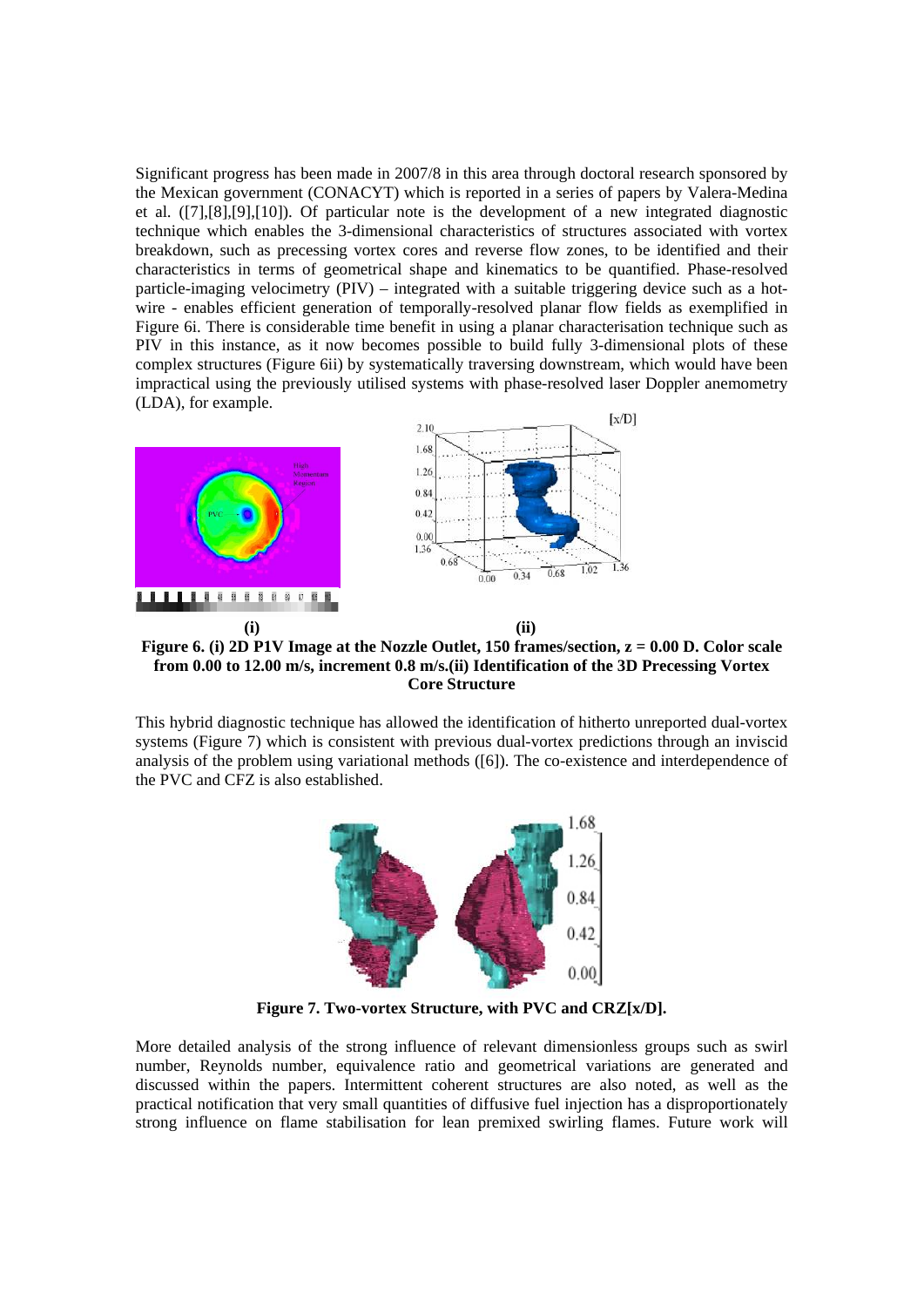Significant progress has been made in 2007/8 in this area through doctoral research sponsored by the Mexican government (CONACYT) which is reported in a series of papers by Valera-Medina et al. ([7],[8],[9],[10]). Of particular note is the development of a new integrated diagnostic technique which enables the 3-dimensional characteristics of structures associated with vortex breakdown, such as precessing vortex cores and reverse flow zones, to be identified and their characteristics in terms of geometrical shape and kinematics to be quantified. Phase-resolved particle-imaging velocimetry (PIV) – integrated with a suitable triggering device such as a hot-wire - enables efficient generation of temporally-resolved planar flow fields as exemplified in Figure 6i. There is considerable time benefit in using a planar characterisation technique such as PIV in this instance, as it now becomes possible to build fully 3-dimensional plots of these complex structures (Figure 6ii) by systematically traversing downstream, which would have been impractical using the previously utilised systems with phase-resolved laser Doppler anemometry (LDA), for example.

**(i)** **(ii)**

**Figure 6. (i) 2D P1V Image at the Nozzle Outlet, 150 frames/section, z = 0.00 D. Color scale from 0.00 to 12.00 m/s, increment 0.8 m/s.(ii) Identification of the 3D Precessing Vortex Core Structure**

This hybrid diagnostic technique has allowed the identification of hitherto unreported dual-vortex systems (Figure 7) which is consistent with previous dual-vortex predictions through an inviscid analysis of the problem using variational methods ([6]). The co-existence and interdependence of the PVC and CFZ is also established.

**Figure 7. Two-vortex Structure, with PVC and CRZ[x/D].**

More detailed analysis of the strong influence of relevant dimensionless groups such as swirl number, Reynolds number, equivalence ratio and geometrical variations are generated and discussed within the papers. Intermittent coherent structures are also noted, as well as the practical notification that very small quantities of diffusive fuel injection has a disproportionately strong influence on flame stabilisation for lean premixed swirling flames. Future work will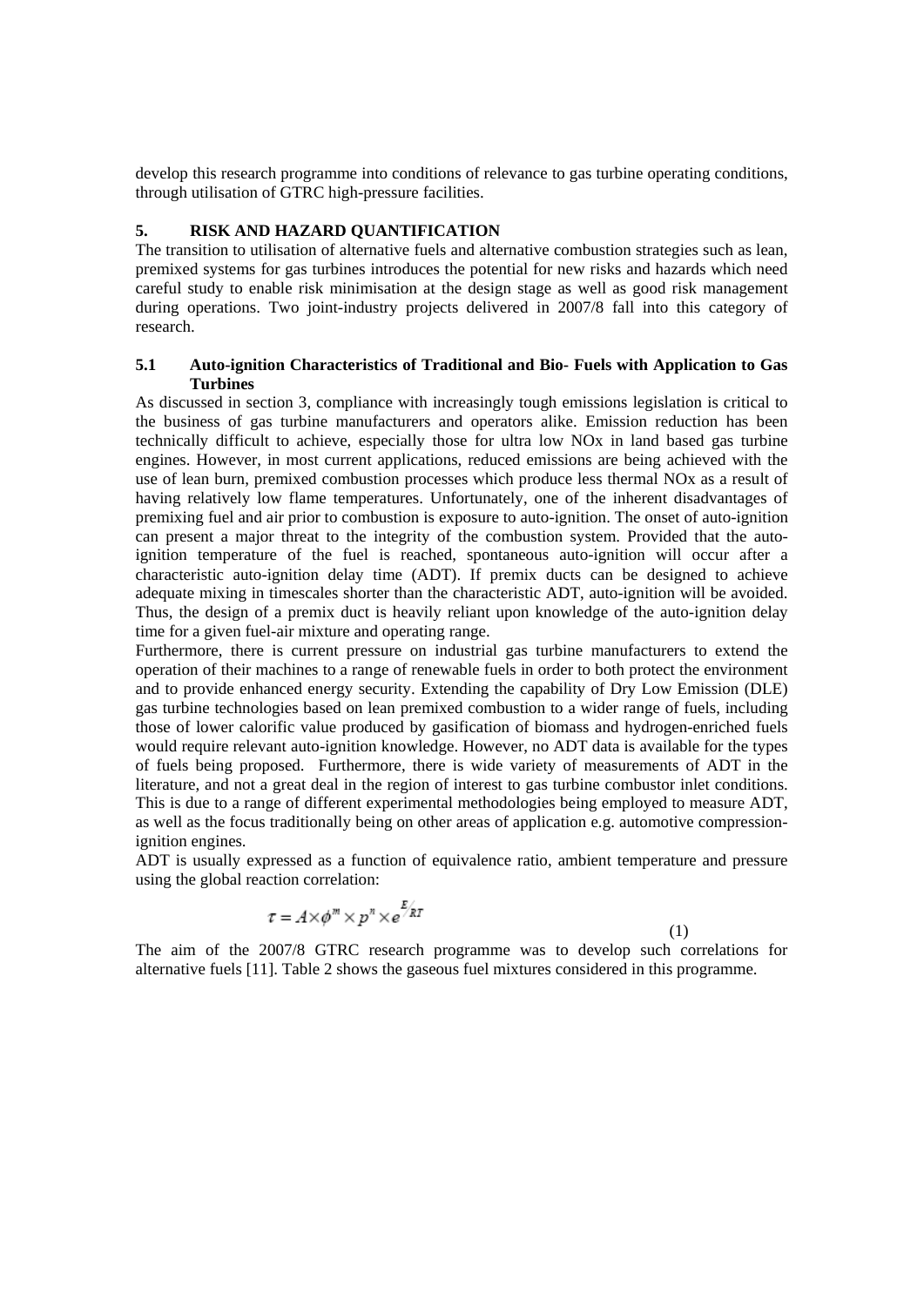develop this research programme into conditions of relevance to gas turbine operating conditions, through utilisation of GTRC high-pressure facilities.

## 5. RISK AND HAZARD QUANTIFICATION

The transition to utilisation of alternative fuels and alternative combustion strategies such as lean, premixed systems for gas turbines introduces the potential for new risks and hazards which need careful study to enable risk minimisation at the design stage as well as good risk management during operations. Two joint-industry projects delivered in 2007/8 fall into this category of research.

### 5.1 Auto-ignition Characteristics of Traditional and Bio- Fuels with Application to Gas Turbines

As discussed in section 3, compliance with increasingly tough emissions legislation is critical to the business of gas turbine manufacturers and operators alike. Emission reduction has been technically difficult to achieve, especially those for ultra low NOx in land based gas turbine engines. However, in most current applications, reduced emissions are being achieved with the use of lean burn, premixed combustion processes which produce less thermal NOx as a result of having relatively low flame temperatures. Unfortunately, one of the inherent disadvantages of premixing fuel and air prior to combustion is exposure to auto-ignition. The onset of auto-ignition can present a major threat to the integrity of the combustion system. Provided that the auto-ignition temperature of the fuel is reached, spontaneous auto-ignition will occur after a characteristic auto-ignition delay time (ADT). If premix ducts can be designed to achieve adequate mixing in timescales shorter than the characteristic ADT, auto-ignition will be avoided. Thus, the design of a premix duct is heavily reliant upon knowledge of the auto-ignition delay time for a given fuel-air mixture and operating range.

Furthermore, there is current pressure on industrial gas turbine manufacturers to extend the operation of their machines to a range of renewable fuels in order to both protect the environment and to provide enhanced energy security. Extending the capability of Dry Low Emission (DLE) gas turbine technologies based on lean premixed combustion to a wider range of fuels, including those of lower calorific value produced by gasification of biomass and hydrogen-enriched fuels would require relevant auto-ignition knowledge. However, no ADT data is available for the types of fuels being proposed. Furthermore, there is wide variety of measurements of ADT in the literature, and not a great deal in the region of interest to gas turbine combustor inlet conditions. This is due to a range of different experimental methodologies being employed to measure ADT, as well as the focus traditionally being on other areas of application e.g. automotive compression-ignition engines.

ADT is usually expressed as a function of equivalence ratio, ambient temperature and pressure using the global reaction correlation:

$$\tau = A \times \phi^{m} \times p^{n} \times e^{E/RT} \tag{1}$$

The aim of the 2007/8 GTRC research programme was to develop such correlations for alternative fuels [11]. Table 2 shows the gaseous fuel mixtures considered in this programme.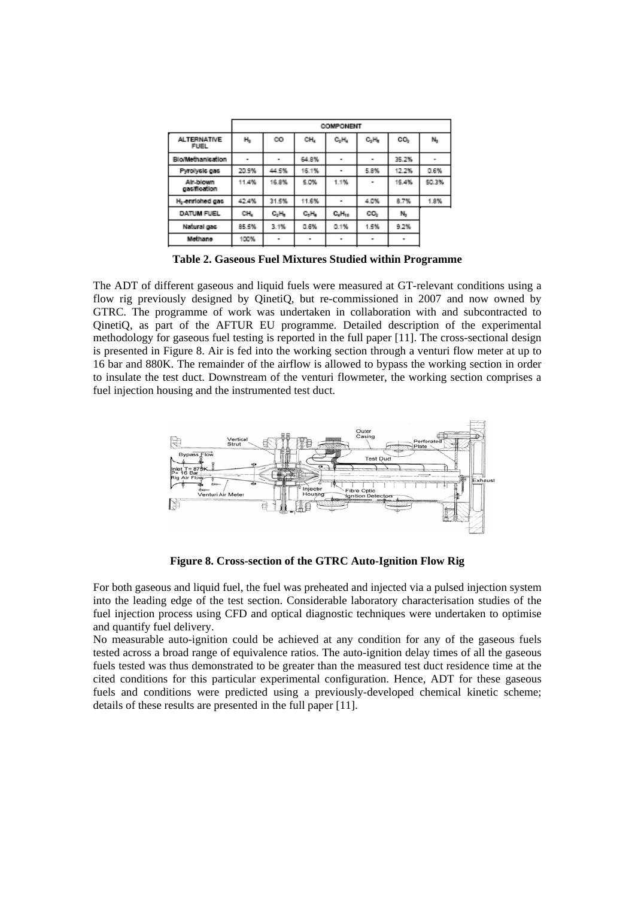| | COMPONENT | | | | | | |
|---|---|---|---|---|---|---|---|
| ALTERNATIVE FUEL | $H_2$ | CO | $CH_4$ | $C_2H_4$ | $C_3H_8$ | $CO_2$ | $N_2$ |
| Bio/Methanisation | - | - | 64.8% | - | - | 35.2% | - |
| Pyrolysis gas | 20.9% | 44.5% | 16.1% | - | 5.8% | 12.2% | 0.6% |
| Air-blown gasification | 11.4% | 16.8% | 5.0% | 1.1% | - | 15.4% | 50.3% |
| $H_2$-enriched gas | 42.4% | 31.5% | 11.6% | - | 4.0% | 8.7% | 1.8% |
| DATUM FUEL | $CH_4$ | $C_2H_6$ | $C_3H_8$ | $C_4H_{10}$ | $CO_2$ | $N_2$ | |
| Natural gas | 85.5% | 3.1% | 0.6% | 0.1% | 1.5% | 9.2% | |
| Methane | 100% | - | - | - | - | - | |

**Table 2. Gaseous Fuel Mixtures Studied within Programme**

The ADT of different gaseous and liquid fuels were measured at GT-relevant conditions using a flow rig previously designed by QinetiQ, but re-commissioned in 2007 and now owned by GTRC. The programme of work was undertaken in collaboration with and subcontracted to QinetiQ, as part of the AFTUR EU programme. Detailed description of the experimental methodology for gaseous fuel testing is reported in the full paper [11]. The cross-sectional design is presented in Figure 8. Air is fed into the working section through a venturi flow meter at up to 16 bar and 880K. The remainder of the airflow is allowed to bypass the working section in order to insulate the test duct. Downstream of the venturi flowmeter, the working section comprises a fuel injection housing and the instrumented test duct.

**Figure 8. Cross-section of the GTRC Auto-Ignition Flow Rig**

For both gaseous and liquid fuel, the fuel was preheated and injected via a pulsed injection system into the leading edge of the test section. Considerable laboratory characterisation studies of the fuel injection process using CFD and optical diagnostic techniques were undertaken to optimise and quantify fuel delivery.

No measurable auto-ignition could be achieved at any condition for any of the gaseous fuels tested across a broad range of equivalence ratios. The auto-ignition delay times of all the gaseous fuels tested was thus demonstrated to be greater than the measured test duct residence time at the cited conditions for this particular experimental configuration. Hence, ADT for these gaseous fuels and conditions were predicted using a previously-developed chemical kinetic scheme; details of these results are presented in the full paper [11].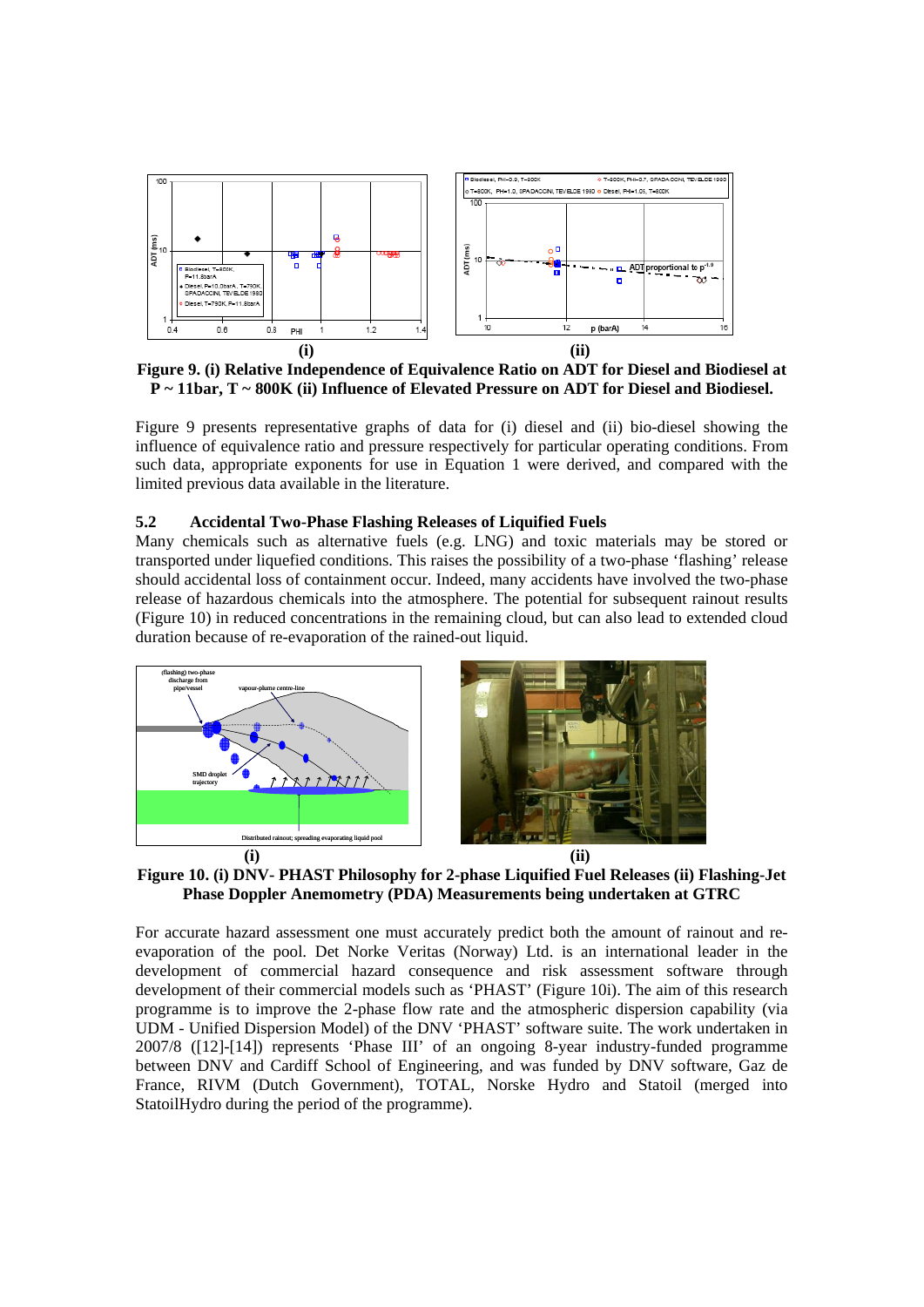**Figure 9. (i) Relative Independence of Equivalence Ratio on ADT for Diesel and Biodiesel at P ~ 11bar, T ~ 800K (ii) Influence of Elevated Pressure on ADT for Diesel and Biodiesel.**

Figure 9 presents representative graphs of data for (i) diesel and (ii) bio-diesel showing the influence of equivalence ratio and pressure respectively for particular operating conditions. From such data, appropriate exponents for use in Equation 1 were derived, and compared with the limited previous data available in the literature.

### 5.2 Accidental Two-Phase Flashing Releases of Liquified Fuels

Many chemicals such as alternative fuels (e.g. LNG) and toxic materials may be stored or transported under liquefied conditions. This raises the possibility of a two-phase 'flashing' release should accidental loss of containment occur. Indeed, many accidents have involved the two-phase release of hazardous chemicals into the atmosphere. The potential for subsequent rainout results (Figure 10) in reduced concentrations in the remaining cloud, but can also lead to extended cloud duration because of re-evaporation of the rained-out liquid.

**Figure 10. (i) DNV- PHAST Philosophy for 2-phase Liquified Fuel Releases (ii) Flashing-Jet Phase Doppler Anemometry (PDA) Measurements being undertaken at GTRC**

For accurate hazard assessment one must accurately predict both the amount of rainout and re-evaporation of the pool. Det Norke Veritas (Norway) Ltd. is an international leader in the development of commercial hazard consequence and risk assessment software through development of their commercial models such as 'PHAST' (Figure 10i). The aim of this research programme is to improve the 2-phase flow rate and the atmospheric dispersion capability (via UDM - Unified Dispersion Model) of the DNV 'PHAST' software suite. The work undertaken in 2007/8 ([12]-[14]) represents 'Phase III' of an ongoing 8-year industry-funded programme between DNV and Cardiff School of Engineering, and was funded by DNV software, Gaz de France, RIVM (Dutch Government), TOTAL, Norske Hydro and Statoil (merged into StatoilHydro during the period of the programme).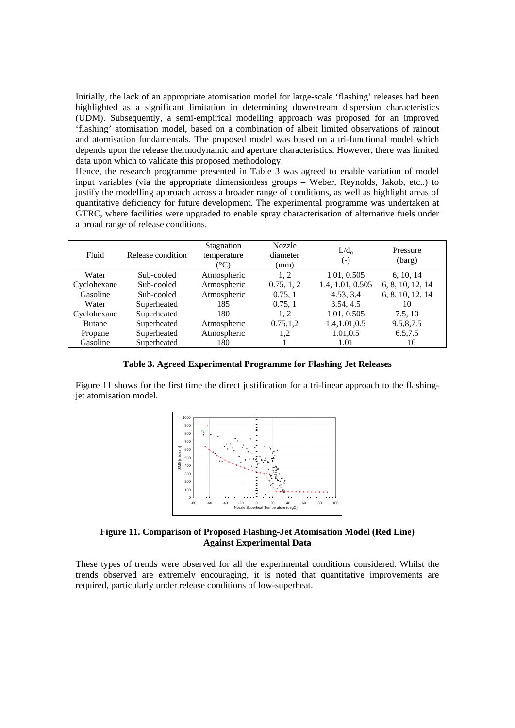Initially, the lack of an appropriate atomisation model for large-scale 'flashing' releases had been highlighted as a significant limitation in determining downstream dispersion characteristics (UDM). Subsequently, a semi-empirical modelling approach was proposed for an improved 'flashing' atomisation model, based on a combination of albeit limited observations of rainout and atomisation fundamentals. The proposed model was based on a tri-functional model which depends upon the release thermodynamic and aperture characteristics. However, there was limited data upon which to validate this proposed methodology.

Hence, the research programme presented in Table 3 was agreed to enable variation of model input variables (via the appropriate dimensionless groups – Weber, Reynolds, Jakob, etc..) to justify the modelling approach across a broader range of conditions, as well as highlight areas of quantitative deficiency for future development. The experimental programme was undertaken at GTRC, where facilities were upgraded to enable spray characterisation of alternative fuels under a broad range of release conditions.

| Fluid | Release condition | Stagnation temperature (°C) | Nozzle diameter (mm) | $L/d_o$ (-) | Pressure (barg) |
|---|---|---|---|---|---|
| Water | Sub-cooled | Atmospheric | 1, 2 | 1.01, 0.505 | 6, 10, 14 |
| Cyclohexane | Sub-cooled | Atmospheric | 0.75, 1, 2 | 1.4, 1.01, 0.505 | 6, 8, 10, 12, 14 |
| Gasoline | Sub-cooled | Atmospheric | 0.75, 1 | 4.53, 3.4 | 6, 8, 10, 12, 14 |
| Water | Superheated | 185 | 0.75, 1 | 3.54, 4.5 | 10 |
| Cyclohexane | Superheated | 180 | 1, 2 | 1.01, 0.505 | 7.5, 10 |
| Butane | Superheated | Atmospheric | 0.75,1,2 | 1.4,1.01,0.5 | 9.5,8,7.5 |
| Propane | Superheated | Atmospheric | 1,2 | 1.01,0.5 | 6.5,7.5 |
| Gasoline | Superheated | 180 | 1 | 1.01 | 10 |

**Table 3. Agreed Experimental Programme for Flashing Jet Releases**

Figure 11 shows for the first time the direct justification for a tri-linear approach to the flashing-jet atomisation model.

**Figure 11. Comparison of Proposed Flashing-Jet Atomisation Model (Red Line) Against Experimental Data**

These types of trends were observed for all the experimental conditions considered. Whilst the trends observed are extremely encouraging, it is noted that quantitative improvements are required, particularly under release conditions of low-superheat.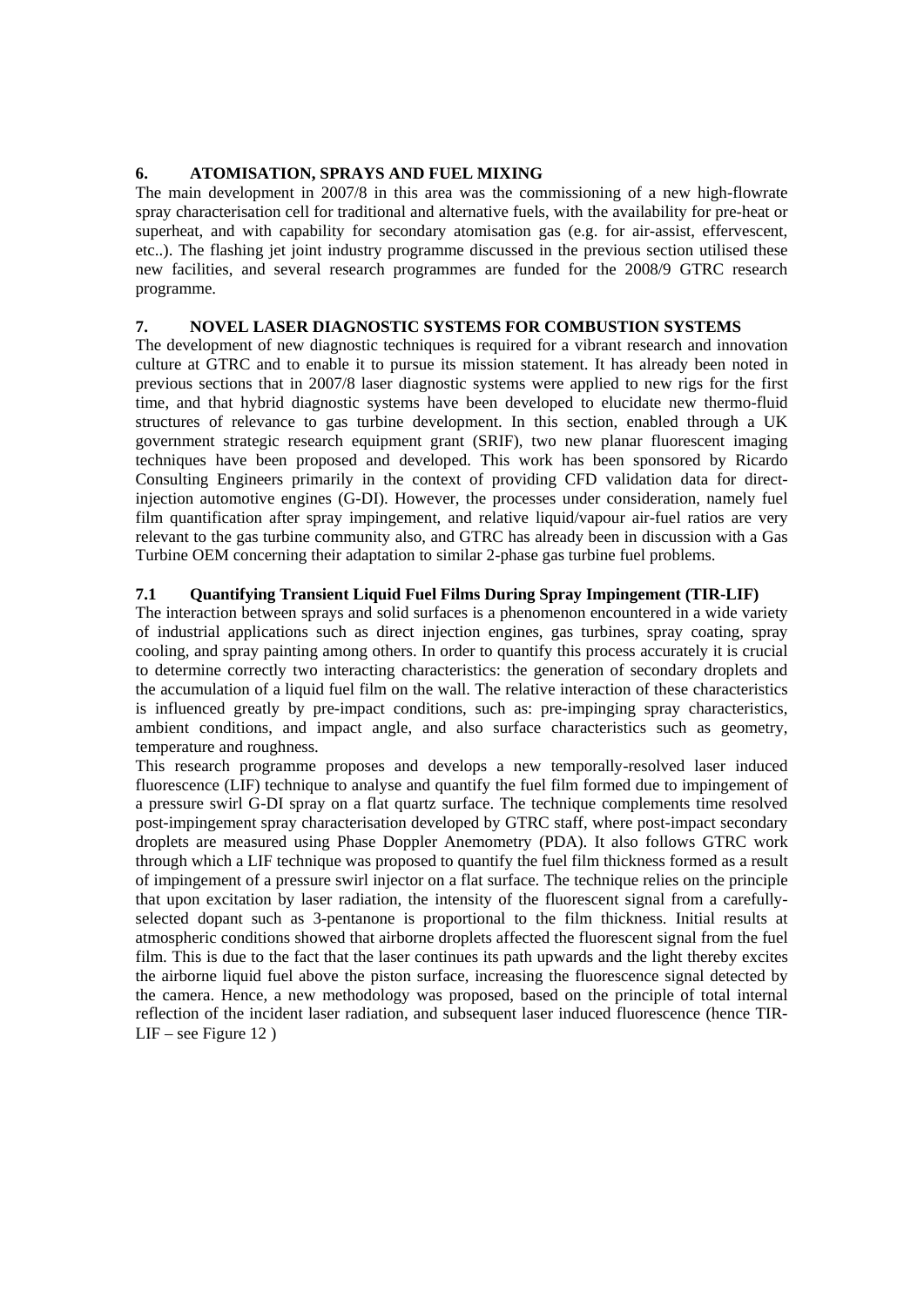## 6. ATOMISATION, SPRAYS AND FUEL MIXING

The main development in 2007/8 in this area was the commissioning of a new high-flowrate spray characterisation cell for traditional and alternative fuels, with the availability for pre-heat or superheat, and with capability for secondary atomisation gas (e.g. for air-assist, effervescent, etc..). The flashing jet joint industry programme discussed in the previous section utilised these new facilities, and several research programmes are funded for the 2008/9 GTRC research programme.

## 7. NOVEL LASER DIAGNOSTIC SYSTEMS FOR COMBUSTION SYSTEMS

The development of new diagnostic techniques is required for a vibrant research and innovation culture at GTRC and to enable it to pursue its mission statement. It has already been noted in previous sections that in 2007/8 laser diagnostic systems were applied to new rigs for the first time, and that hybrid diagnostic systems have been developed to elucidate new thermo-fluid structures of relevance to gas turbine development. In this section, enabled through a UK government strategic research equipment grant (SRIF), two new planar fluorescent imaging techniques have been proposed and developed. This work has been sponsored by Ricardo Consulting Engineers primarily in the context of providing CFD validation data for direct-injection automotive engines (G-DI). However, the processes under consideration, namely fuel film quantification after spray impingement, and relative liquid/vapour air-fuel ratios are very relevant to the gas turbine community also, and GTRC has already been in discussion with a Gas Turbine OEM concerning their adaptation to similar 2-phase gas turbine fuel problems.

### 7.1 Quantifying Transient Liquid Fuel Films During Spray Impingement (TIR-LIF)

The interaction between sprays and solid surfaces is a phenomenon encountered in a wide variety of industrial applications such as direct injection engines, gas turbines, spray coating, spray cooling, and spray painting among others. In order to quantify this process accurately it is crucial to determine correctly two interacting characteristics: the generation of secondary droplets and the accumulation of a liquid fuel film on the wall. The relative interaction of these characteristics is influenced greatly by pre-impact conditions, such as: pre-impinging spray characteristics, ambient conditions, and impact angle, and also surface characteristics such as geometry, temperature and roughness.

This research programme proposes and develops a new temporally-resolved laser induced fluorescence (LIF) technique to analyse and quantify the fuel film formed due to impingement of a pressure swirl G-DI spray on a flat quartz surface. The technique complements time resolved post-impingement spray characterisation developed by GTRC staff, where post-impact secondary droplets are measured using Phase Doppler Anemometry (PDA). It also follows GTRC work through which a LIF technique was proposed to quantify the fuel film thickness formed as a result of impingement of a pressure swirl injector on a flat surface. The technique relies on the principle that upon excitation by laser radiation, the intensity of the fluorescent signal from a carefully-selected dopant such as 3-pentanone is proportional to the film thickness. Initial results at atmospheric conditions showed that airborne droplets affected the fluorescent signal from the fuel film. This is due to the fact that the laser continues its path upwards and the light thereby excites the airborne liquid fuel above the piston surface, increasing the fluorescence signal detected by the camera. Hence, a new methodology was proposed, based on the principle of total internal reflection of the incident laser radiation, and subsequent laser induced fluorescence (hence TIR-LIF – see Figure 12 )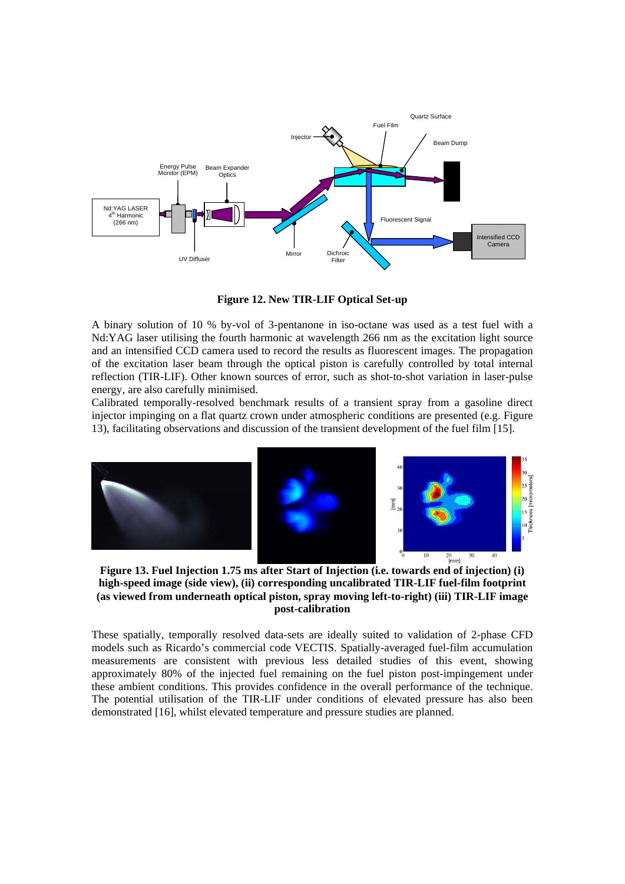**Figure 12. New TIR-LIF Optical Set-up**

A binary solution of 10 % by-vol of 3-pentanone in iso-octane was used as a test fuel with a Nd:YAG laser utilising the fourth harmonic at wavelength 266 nm as the excitation light source and an intensified CCD camera used to record the results as fluorescent images. The propagation of the excitation laser beam through the optical piston is carefully controlled by total internal reflection (TIR-LIF). Other known sources of error, such as shot-to-shot variation in laser-pulse energy, are also carefully minimised.

Calibrated temporally-resolved benchmark results of a transient spray from a gasoline direct injector impinging on a flat quartz crown under atmospheric conditions are presented (e.g. Figure 13), facilitating observations and discussion of the transient development of the fuel film [15].

**Figure 13. Fuel Injection 1.75 ms after Start of Injection (i.e. towards end of injection) (i) high-speed image (side view), (ii) corresponding uncalibrated TIR-LIF fuel-film footprint (as viewed from underneath optical piston, spray moving left-to-right) (iii) TIR-LIF image post-calibration**

These spatially, temporally resolved data-sets are ideally suited to validation of 2-phase CFD models such as Ricardo's commercial code VECTIS. Spatially-averaged fuel-film accumulation measurements are consistent with previous less detailed studies of this event, showing approximately 80% of the injected fuel remaining on the fuel piston post-impingement under these ambient conditions. This provides confidence in the overall performance of the technique. The potential utilisation of the TIR-LIF under conditions of elevated pressure has also been demonstrated [16], whilst elevated temperature and pressure studies are planned.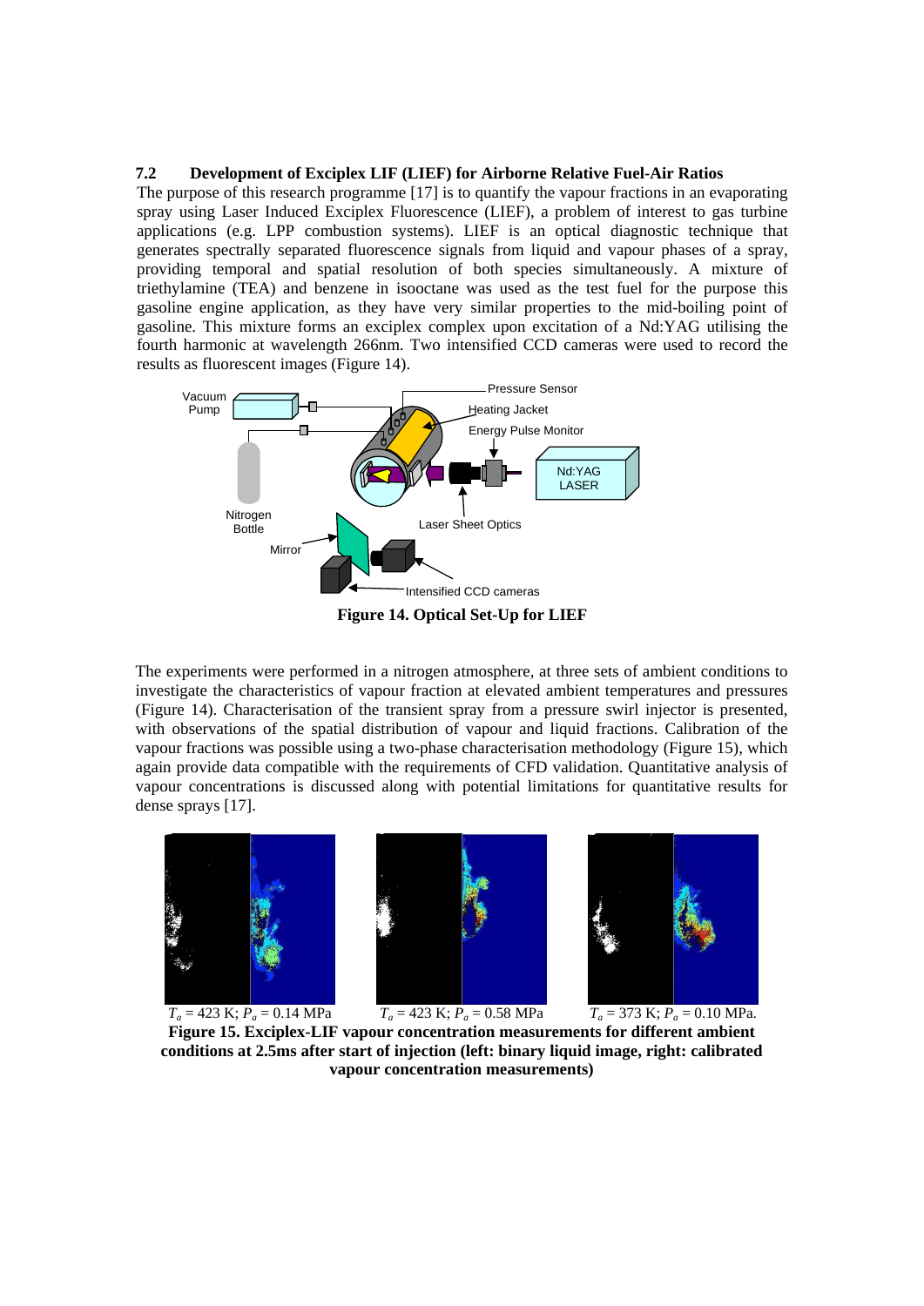### 7.2 Development of Exciplex LIF (LIEF) for Airborne Relative Fuel-Air Ratios

The purpose of this research programme [17] is to quantify the vapour fractions in an evaporating spray using Laser Induced Exciplex Fluorescence (LIEF), a problem of interest to gas turbine applications (e.g. LPP combustion systems). LIEF is an optical diagnostic technique that generates spectrally separated fluorescence signals from liquid and vapour phases of a spray, providing temporal and spatial resolution of both species simultaneously. A mixture of triethylamine (TEA) and benzene in isooctane was used as the test fuel for the purpose this gasoline engine application, as they have very similar properties to the mid-boiling point of gasoline. This mixture forms an exciplex complex upon excitation of a Nd:YAG utilising the fourth harmonic at wavelength 266nm. Two intensified CCD cameras were used to record the results as fluorescent images (Figure 14).

**Figure 14. Optical Set-Up for LIEF**

The experiments were performed in a nitrogen atmosphere, at three sets of ambient conditions to investigate the characteristics of vapour fraction at elevated ambient temperatures and pressures (Figure 14). Characterisation of the transient spray from a pressure swirl injector is presented, with observations of the spatial distribution of vapour and liquid fractions. Calibration of the vapour fractions was possible using a two-phase characterisation methodology (Figure 15), which again provide data compatible with the requirements of CFD validation. Quantitative analysis of vapour concentrations is discussed along with potential limitations for quantitative results for dense sprays [17].

$T_a$ = 423 K; $P_a$ = 0.14 MPa $T_a$ = 423 K; $P_a$ = 0.58 MPa $T_a$ = 373 K; $P_a$ = 0.10 MPa.

**Figure 15. Exciplex-LIF vapour concentration measurements for different ambient conditions at 2.5ms after start of injection (left: binary liquid image, right: calibrated vapour concentration measurements)**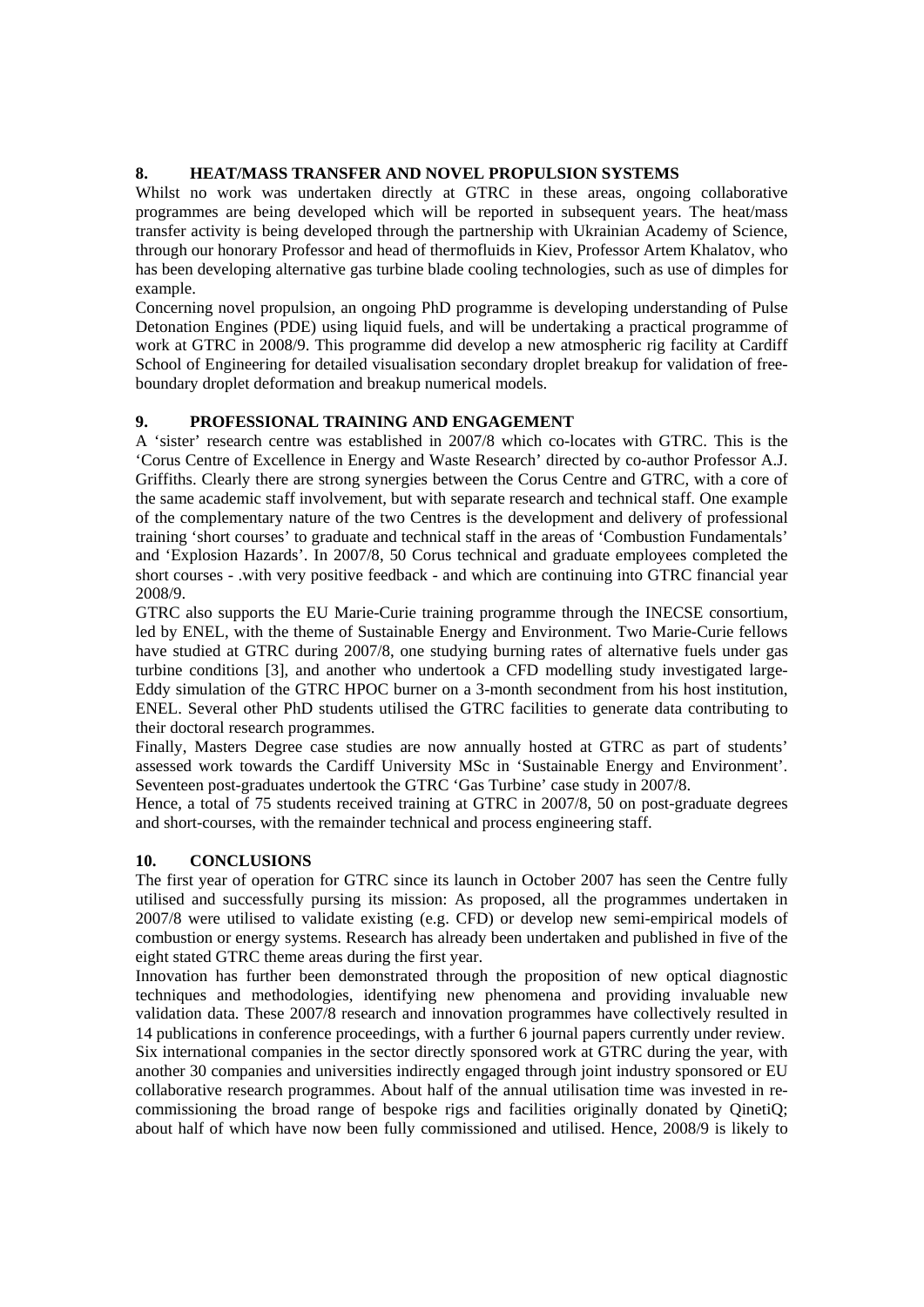## 8. HEAT/MASS TRANSFER AND NOVEL PROPULSION SYSTEMS

Whilst no work was undertaken directly at GTRC in these areas, ongoing collaborative programmes are being developed which will be reported in subsequent years. The heat/mass transfer activity is being developed through the partnership with Ukrainian Academy of Science, through our honorary Professor and head of thermofluids in Kiev, Professor Artem Khalatov, who has been developing alternative gas turbine blade cooling technologies, such as use of dimples for example.

Concerning novel propulsion, an ongoing PhD programme is developing understanding of Pulse Detonation Engines (PDE) using liquid fuels, and will be undertaking a practical programme of work at GTRC in 2008/9. This programme did develop a new atmospheric rig facility at Cardiff School of Engineering for detailed visualisation secondary droplet breakup for validation of free-boundary droplet deformation and breakup numerical models.

## 9. PROFESSIONAL TRAINING AND ENGAGEMENT

A 'sister' research centre was established in 2007/8 which co-locates with GTRC. This is the 'Corus Centre of Excellence in Energy and Waste Research' directed by co-author Professor A.J. Griffiths. Clearly there are strong synergies between the Corus Centre and GTRC, with a core of the same academic staff involvement, but with separate research and technical staff. One example of the complementary nature of the two Centres is the development and delivery of professional training 'short courses' to graduate and technical staff in the areas of 'Combustion Fundamentals' and 'Explosion Hazards'. In 2007/8, 50 Corus technical and graduate employees completed the short courses - .with very positive feedback - and which are continuing into GTRC financial year 2008/9.

GTRC also supports the EU Marie-Curie training programme through the INECSE consortium, led by ENEL, with the theme of Sustainable Energy and Environment. Two Marie-Curie fellows have studied at GTRC during 2007/8, one studying burning rates of alternative fuels under gas turbine conditions [3], and another who undertook a CFD modelling study investigated large-Eddy simulation of the GTRC HPOC burner on a 3-month secondment from his host institution, ENEL. Several other PhD students utilised the GTRC facilities to generate data contributing to their doctoral research programmes.

Finally, Masters Degree case studies are now annually hosted at GTRC as part of students' assessed work towards the Cardiff University MSc in 'Sustainable Energy and Environment'. Seventeen post-graduates undertook the GTRC 'Gas Turbine' case study in 2007/8.

Hence, a total of 75 students received training at GTRC in 2007/8, 50 on post-graduate degrees and short-courses, with the remainder technical and process engineering staff.

## 10. CONCLUSIONS

The first year of operation for GTRC since its launch in October 2007 has seen the Centre fully utilised and successfully pursing its mission: As proposed, all the programmes undertaken in 2007/8 were utilised to validate existing (e.g. CFD) or develop new semi-empirical models of combustion or energy systems. Research has already been undertaken and published in five of the eight stated GTRC theme areas during the first year.

Innovation has further been demonstrated through the proposition of new optical diagnostic techniques and methodologies, identifying new phenomena and providing invaluable new validation data. These 2007/8 research and innovation programmes have collectively resulted in 14 publications in conference proceedings, with a further 6 journal papers currently under review.

Six international companies in the sector directly sponsored work at GTRC during the year, with another 30 companies and universities indirectly engaged through joint industry sponsored or EU collaborative research programmes. About half of the annual utilisation time was invested in re-commissioning the broad range of bespoke rigs and facilities originally donated by QinetiQ; about half of which have now been fully commissioned and utilised. Hence, 2008/9 is likely to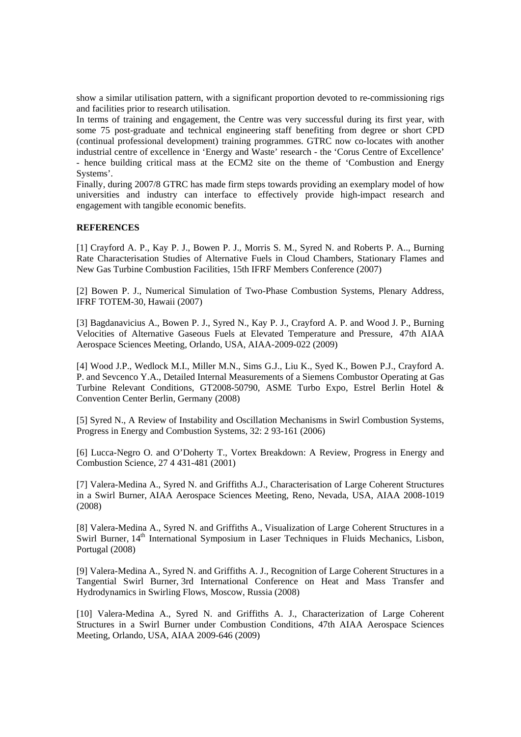show a similar utilisation pattern, with a significant proportion devoted to re-commissioning rigs and facilities prior to research utilisation.

In terms of training and engagement, the Centre was very successful during its first year, with some 75 post-graduate and technical engineering staff benefiting from degree or short CPD (continual professional development) training programmes. GTRC now co-locates with another industrial centre of excellence in 'Energy and Waste' research - the 'Corus Centre of Excellence' - hence building critical mass at the ECM2 site on the theme of 'Combustion and Energy Systems'.

Finally, during 2007/8 GTRC has made firm steps towards providing an exemplary model of how universities and industry can interface to effectively provide high-impact research and engagement with tangible economic benefits.

**REFERENCES**

[1] Crayford A. P., Kay P. J., Bowen P. J., Morris S. M., Syred N. and Roberts P. A.., Burning Rate Characterisation Studies of Alternative Fuels in Cloud Chambers, Stationary Flames and New Gas Turbine Combustion Facilities, 15th IFRF Members Conference (2007)

[2] Bowen P. J., Numerical Simulation of Two-Phase Combustion Systems, Plenary Address, IFRF TOTEM-30, Hawaii (2007)

[3] Bagdanavicius A., Bowen P. J., Syred N., Kay P. J., Crayford A. P. and Wood J. P., Burning Velocities of Alternative Gaseous Fuels at Elevated Temperature and Pressure, 47th AIAA Aerospace Sciences Meeting, Orlando, USA, AIAA-2009-022 (2009)

[4] Wood J.P., Wedlock M.I., Miller M.N., Sims G.J., Liu K., Syed K., Bowen P.J., Crayford A. P. and Sevcenco Y.A., Detailed Internal Measurements of a Siemens Combustor Operating at Gas Turbine Relevant Conditions, GT2008-50790, ASME Turbo Expo, Estrel Berlin Hotel & Convention Center Berlin, Germany (2008)

[5] Syred N., A Review of Instability and Oscillation Mechanisms in Swirl Combustion Systems, Progress in Energy and Combustion Systems, 32: 2 93-161 (2006)

[6] Lucca-Negro O. and O'Doherty T., Vortex Breakdown: A Review, Progress in Energy and Combustion Science, 27 4 431-481 (2001)

[7] Valera-Medina A., Syred N. and Griffiths A.J., Characterisation of Large Coherent Structures in a Swirl Burner, AIAA Aerospace Sciences Meeting, Reno, Nevada, USA, AIAA 2008-1019 (2008)

[8] Valera-Medina A., Syred N. and Griffiths A., Visualization of Large Coherent Structures in a Swirl Burner, 14th International Symposium in Laser Techniques in Fluids Mechanics, Lisbon, Portugal (2008)

[9] Valera-Medina A., Syred N. and Griffiths A. J., Recognition of Large Coherent Structures in a Tangential Swirl Burner, 3rd International Conference on Heat and Mass Transfer and Hydrodynamics in Swirling Flows, Moscow, Russia (2008)

[10] Valera-Medina A., Syred N. and Griffiths A. J., Characterization of Large Coherent Structures in a Swirl Burner under Combustion Conditions, 47th AIAA Aerospace Sciences Meeting, Orlando, USA, AIAA 2009-646 (2009)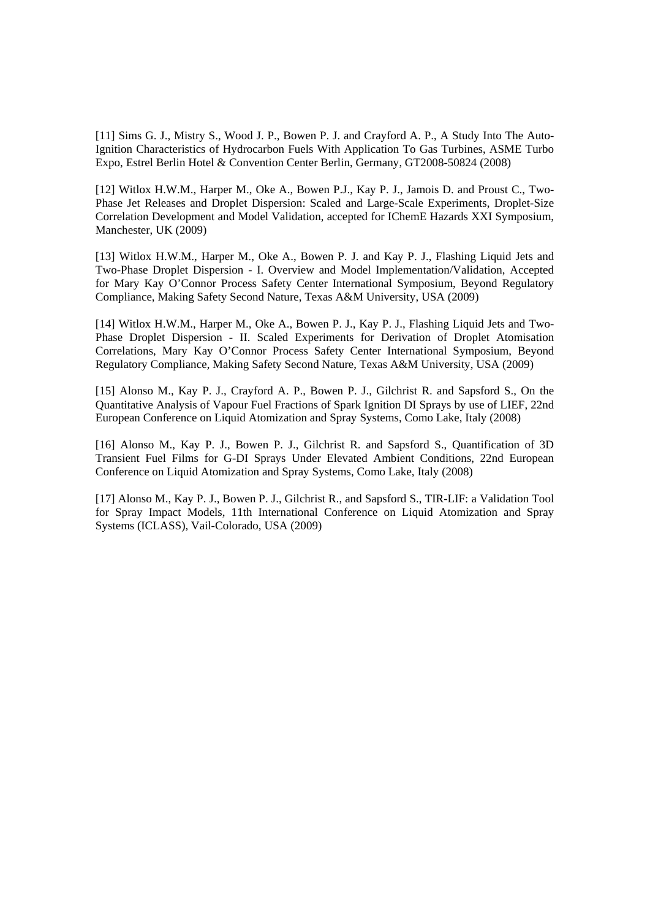[11] Sims G. J., Mistry S., Wood J. P., Bowen P. J. and Crayford A. P., A Study Into The Auto-Ignition Characteristics of Hydrocarbon Fuels With Application To Gas Turbines, ASME Turbo Expo, Estrel Berlin Hotel & Convention Center Berlin, Germany, GT2008-50824 (2008)

[12] Witlox H.W.M., Harper M., Oke A., Bowen P.J., Kay P. J., Jamois D. and Proust C., Two-Phase Jet Releases and Droplet Dispersion: Scaled and Large-Scale Experiments, Droplet-Size Correlation Development and Model Validation, accepted for IChemE Hazards XXI Symposium, Manchester, UK (2009)

[13] Witlox H.W.M., Harper M., Oke A., Bowen P. J. and Kay P. J., Flashing Liquid Jets and Two-Phase Droplet Dispersion - I. Overview and Model Implementation/Validation, Accepted for Mary Kay O'Connor Process Safety Center International Symposium, Beyond Regulatory Compliance, Making Safety Second Nature, Texas A&M University, USA (2009)

[14] Witlox H.W.M., Harper M., Oke A., Bowen P. J., Kay P. J., Flashing Liquid Jets and Two-Phase Droplet Dispersion - II. Scaled Experiments for Derivation of Droplet Atomisation Correlations, Mary Kay O'Connor Process Safety Center International Symposium, Beyond Regulatory Compliance, Making Safety Second Nature, Texas A&M University, USA (2009)

[15] Alonso M., Kay P. J., Crayford A. P., Bowen P. J., Gilchrist R. and Sapsford S., On the Quantitative Analysis of Vapour Fuel Fractions of Spark Ignition DI Sprays by use of LIEF, 22nd European Conference on Liquid Atomization and Spray Systems, Como Lake, Italy (2008)

[16] Alonso M., Kay P. J., Bowen P. J., Gilchrist R. and Sapsford S., Quantification of 3D Transient Fuel Films for G-DI Sprays Under Elevated Ambient Conditions, 22nd European Conference on Liquid Atomization and Spray Systems, Como Lake, Italy (2008)

[17] Alonso M., Kay P. J., Bowen P. J., Gilchrist R., and Sapsford S., TIR-LIF: a Validation Tool for Spray Impact Models, 11th International Conference on Liquid Atomization and Spray Systems (ICLASS), Vail-Colorado, USA (2009)